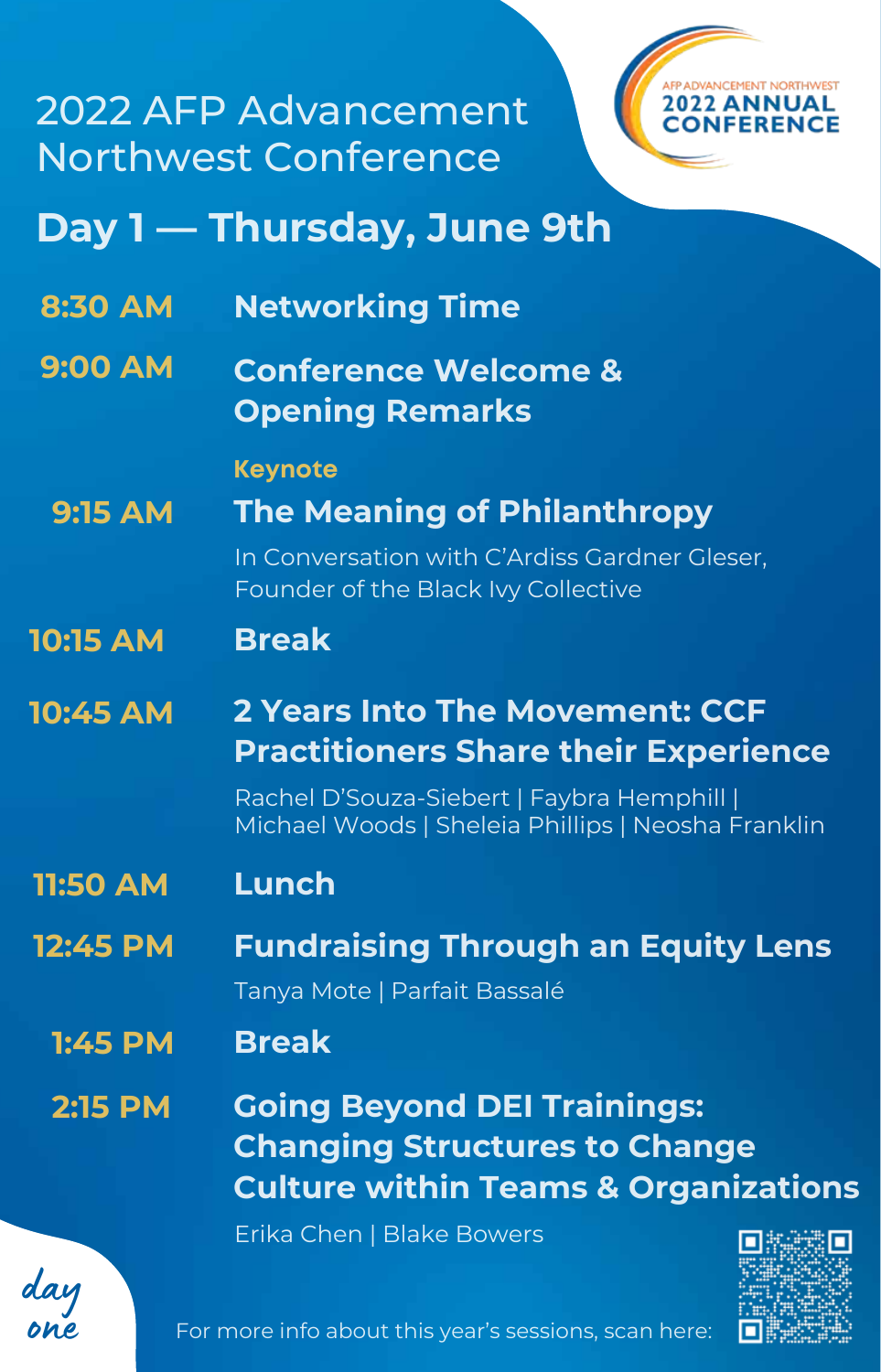# 2022 AFP Advancement Northwest Conference

AFP ADVANCEMENT NORTHWEST **2022 ANNUAL CONFERENCE**

## Day 1 — Thursday, June 9th

**8:30 AM** — **Networking Time**

**9:00 AM** — **Conference Welcome & Opening Remarks**

**9:15 AM** — Keynote

**The Meaning of Philanthropy**

In Conversation with C'Ardiss Gardner Gleser, Founder of the Black Ivy Collective

**10:15 AM** — **Break**

**10:45 AM** — **2 Years Into The Movement: CCF Practitioners Share their Experience**

Rachel D'Souza-Siebert | Faybra Hemphill | Michael Woods | Sheleia Phillips | Neosha Franklin

**11:50 AM** — **Lunch**

**12:45 PM** — **Fundraising Through an Equity Lens**

Tanya Mote | Parfait Bassalé

**1:45 PM** — **Break**

**2:15 PM** — **Going Beyond DEI Trainings: Changing Structures to Change Culture within Teams & Organizations**

Erika Chen | Blake Bowers

*day one*

For more info about this year's sessions, scan here: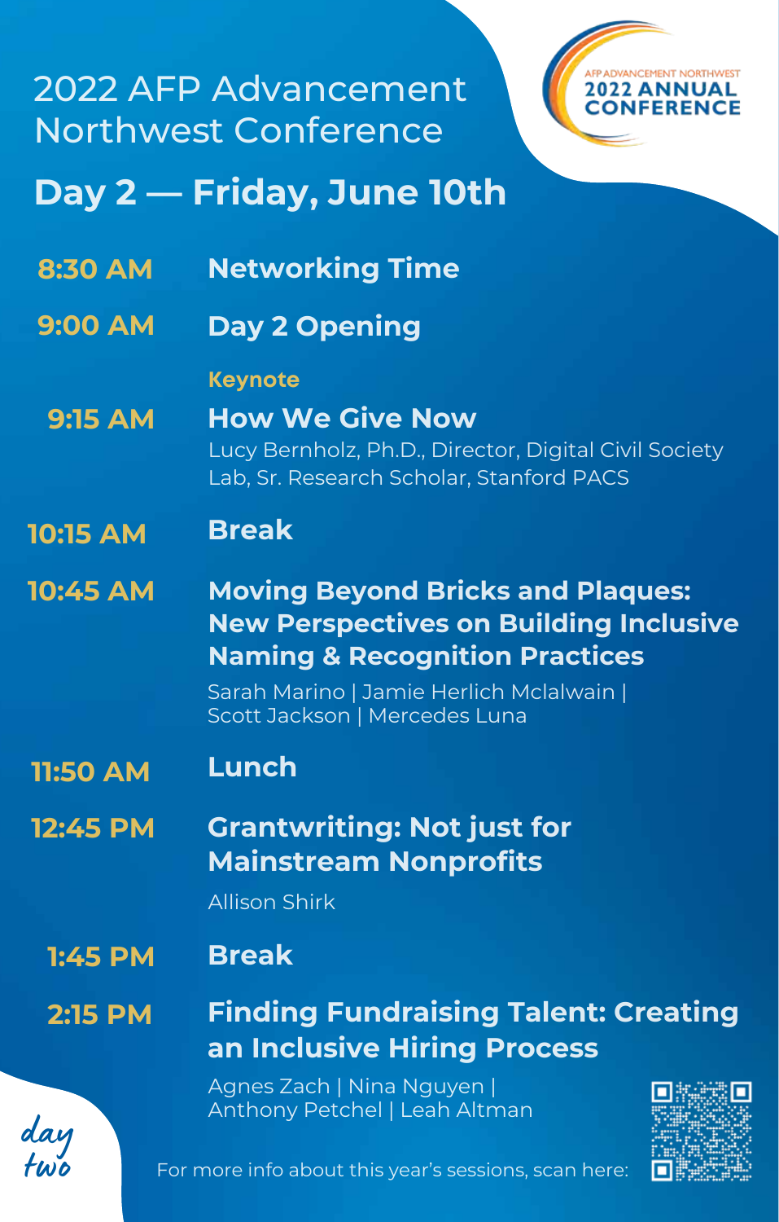# 2022 AFP Advancement Northwest Conference

AFP ADVANCEMENT NORTHWEST 2022 ANNUAL CONFERENCE

## Day 2 — Friday, June 10th

**8:30 AM** — **Networking Time**

**9:00 AM** — **Day 2 Opening**

**9:15 AM** — Keynote

**How We Give Now**

Lucy Bernholz, Ph.D., Director, Digital Civil Society Lab, Sr. Research Scholar, Stanford PACS

**10:15 AM** — **Break**

**10:45 AM** — **Moving Beyond Bricks and Plaques: New Perspectives on Building Inclusive Naming & Recognition Practices**

Sarah Marino | Jamie Herlich Mclalwain | Scott Jackson | Mercedes Luna

**11:50 AM** — **Lunch**

**12:45 PM** — **Grantwriting: Not just for Mainstream Nonprofits**

Allison Shirk

**1:45 PM** — **Break**

**2:15 PM** — **Finding Fundraising Talent: Creating an Inclusive Hiring Process**

Agnes Zach | Nina Nguyen | Anthony Petchel | Leah Altman

day two

For more info about this year's sessions, scan here: